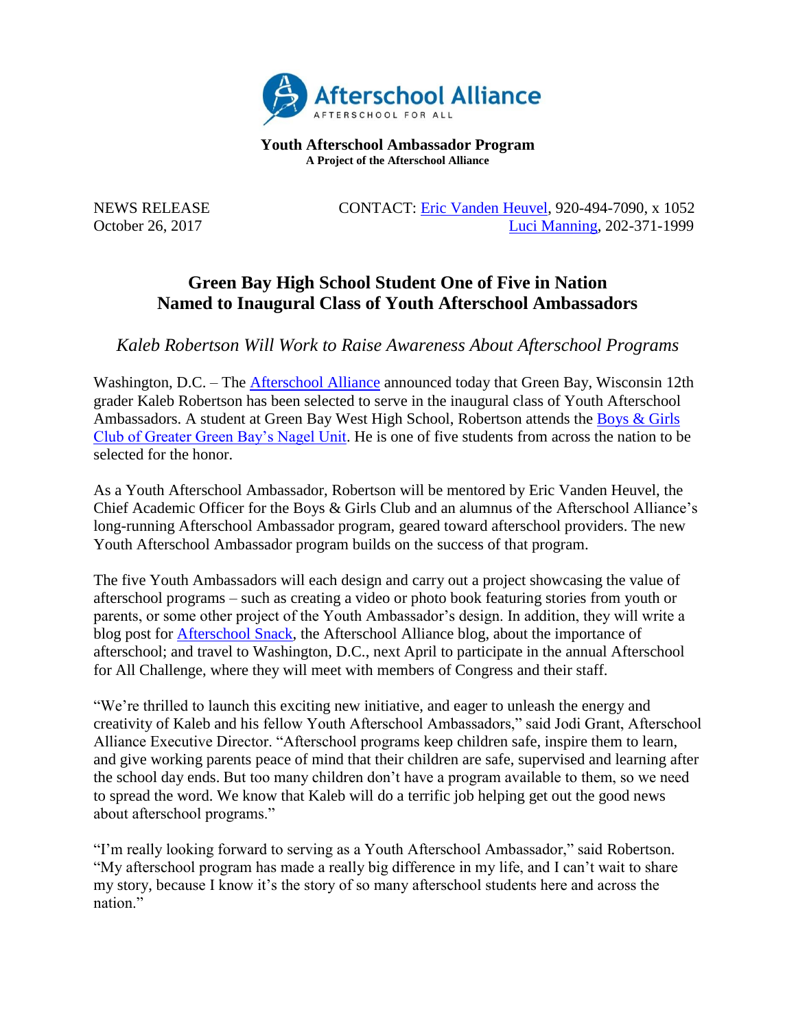Afterschool Alliance
AFTERSCHOOL FOR ALL

**Youth Afterschool Ambassador Program**
**A Project of the Afterschool Alliance**

NEWS RELEASE
October 26, 2017

CONTACT: Eric Vanden Heuvel, 920-494-7090, x 1052
Luci Manning, 202-371-1999

# Green Bay High School Student One of Five in Nation Named to Inaugural Class of Youth Afterschool Ambassadors

*Kaleb Robertson Will Work to Raise Awareness About Afterschool Programs*

Washington, D.C. – The Afterschool Alliance announced today that Green Bay, Wisconsin 12th grader Kaleb Robertson has been selected to serve in the inaugural class of Youth Afterschool Ambassadors. A student at Green Bay West High School, Robertson attends the Boys & Girls Club of Greater Green Bay's Nagel Unit. He is one of five students from across the nation to be selected for the honor.

As a Youth Afterschool Ambassador, Robertson will be mentored by Eric Vanden Heuvel, the Chief Academic Officer for the Boys & Girls Club and an alumnus of the Afterschool Alliance's long-running Afterschool Ambassador program, geared toward afterschool providers. The new Youth Afterschool Ambassador program builds on the success of that program.

The five Youth Ambassadors will each design and carry out a project showcasing the value of afterschool programs – such as creating a video or photo book featuring stories from youth or parents, or some other project of the Youth Ambassador's design. In addition, they will write a blog post for Afterschool Snack, the Afterschool Alliance blog, about the importance of afterschool; and travel to Washington, D.C., next April to participate in the annual Afterschool for All Challenge, where they will meet with members of Congress and their staff.

"We're thrilled to launch this exciting new initiative, and eager to unleash the energy and creativity of Kaleb and his fellow Youth Afterschool Ambassadors," said Jodi Grant, Afterschool Alliance Executive Director. "Afterschool programs keep children safe, inspire them to learn, and give working parents peace of mind that their children are safe, supervised and learning after the school day ends. But too many children don't have a program available to them, so we need to spread the word. We know that Kaleb will do a terrific job helping get out the good news about afterschool programs."

"I'm really looking forward to serving as a Youth Afterschool Ambassador," said Robertson. "My afterschool program has made a really big difference in my life, and I can't wait to share my story, because I know it's the story of so many afterschool students here and across the nation."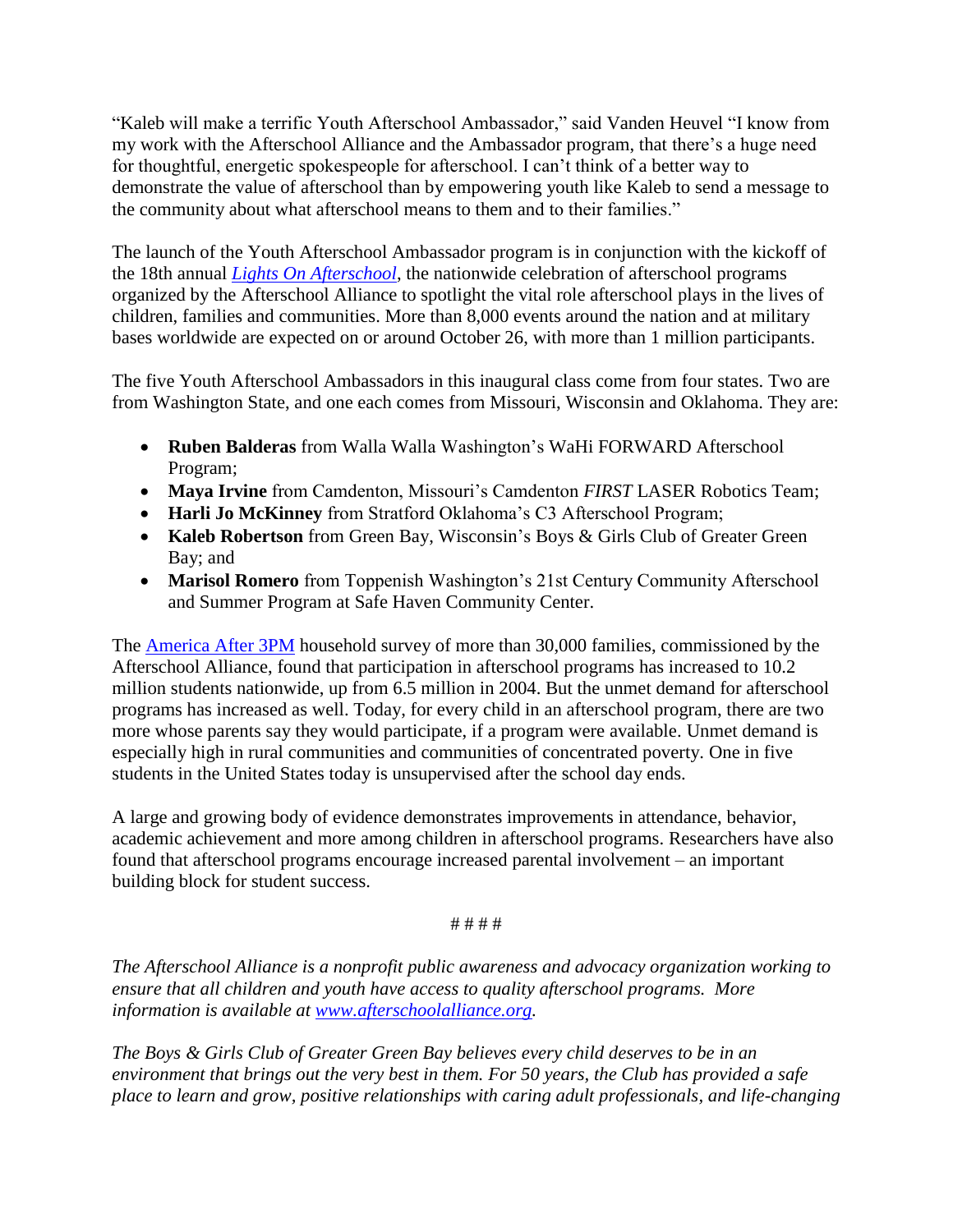"Kaleb will make a terrific Youth Afterschool Ambassador," said Vanden Heuvel "I know from my work with the Afterschool Alliance and the Ambassador program, that there's a huge need for thoughtful, energetic spokespeople for afterschool. I can't think of a better way to demonstrate the value of afterschool than by empowering youth like Kaleb to send a message to the community about what afterschool means to them and to their families."

The launch of the Youth Afterschool Ambassador program is in conjunction with the kickoff of the 18th annual *Lights On Afterschool*, the nationwide celebration of afterschool programs organized by the Afterschool Alliance to spotlight the vital role afterschool plays in the lives of children, families and communities. More than 8,000 events around the nation and at military bases worldwide are expected on or around October 26, with more than 1 million participants.

The five Youth Afterschool Ambassadors in this inaugural class come from four states. Two are from Washington State, and one each comes from Missouri, Wisconsin and Oklahoma. They are:

- **Ruben Balderas** from Walla Walla Washington's WaHi FORWARD Afterschool Program;
- **Maya Irvine** from Camdenton, Missouri's Camdenton *FIRST* LASER Robotics Team;
- **Harli Jo McKinney** from Stratford Oklahoma's C3 Afterschool Program;
- **Kaleb Robertson** from Green Bay, Wisconsin's Boys & Girls Club of Greater Green Bay; and
- **Marisol Romero** from Toppenish Washington's 21st Century Community Afterschool and Summer Program at Safe Haven Community Center.

The America After 3PM household survey of more than 30,000 families, commissioned by the Afterschool Alliance, found that participation in afterschool programs has increased to 10.2 million students nationwide, up from 6.5 million in 2004. But the unmet demand for afterschool programs has increased as well. Today, for every child in an afterschool program, there are two more whose parents say they would participate, if a program were available. Unmet demand is especially high in rural communities and communities of concentrated poverty. One in five students in the United States today is unsupervised after the school day ends.

A large and growing body of evidence demonstrates improvements in attendance, behavior, academic achievement and more among children in afterschool programs. Researchers have also found that afterschool programs encourage increased parental involvement – an important building block for student success.

# # # #

*The Afterschool Alliance is a nonprofit public awareness and advocacy organization working to ensure that all children and youth have access to quality afterschool programs. More information is available at www.afterschoolalliance.org.*

*The Boys & Girls Club of Greater Green Bay believes every child deserves to be in an environment that brings out the very best in them. For 50 years, the Club has provided a safe place to learn and grow, positive relationships with caring adult professionals, and life-changing*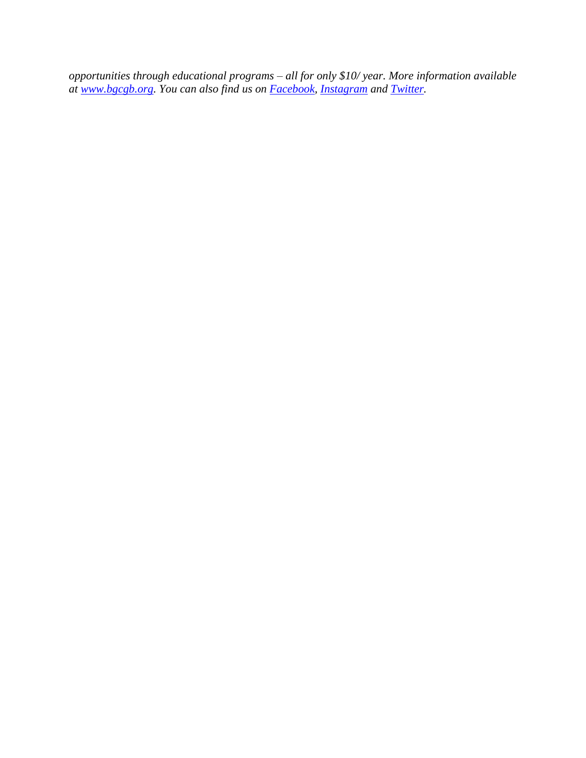*opportunities through educational programs – all for only $10/ year. More information available at [www.bgcgb.org](http://www.bgcgb.org). You can also find us on [Facebook](), [Instagram]() and [Twitter]().*